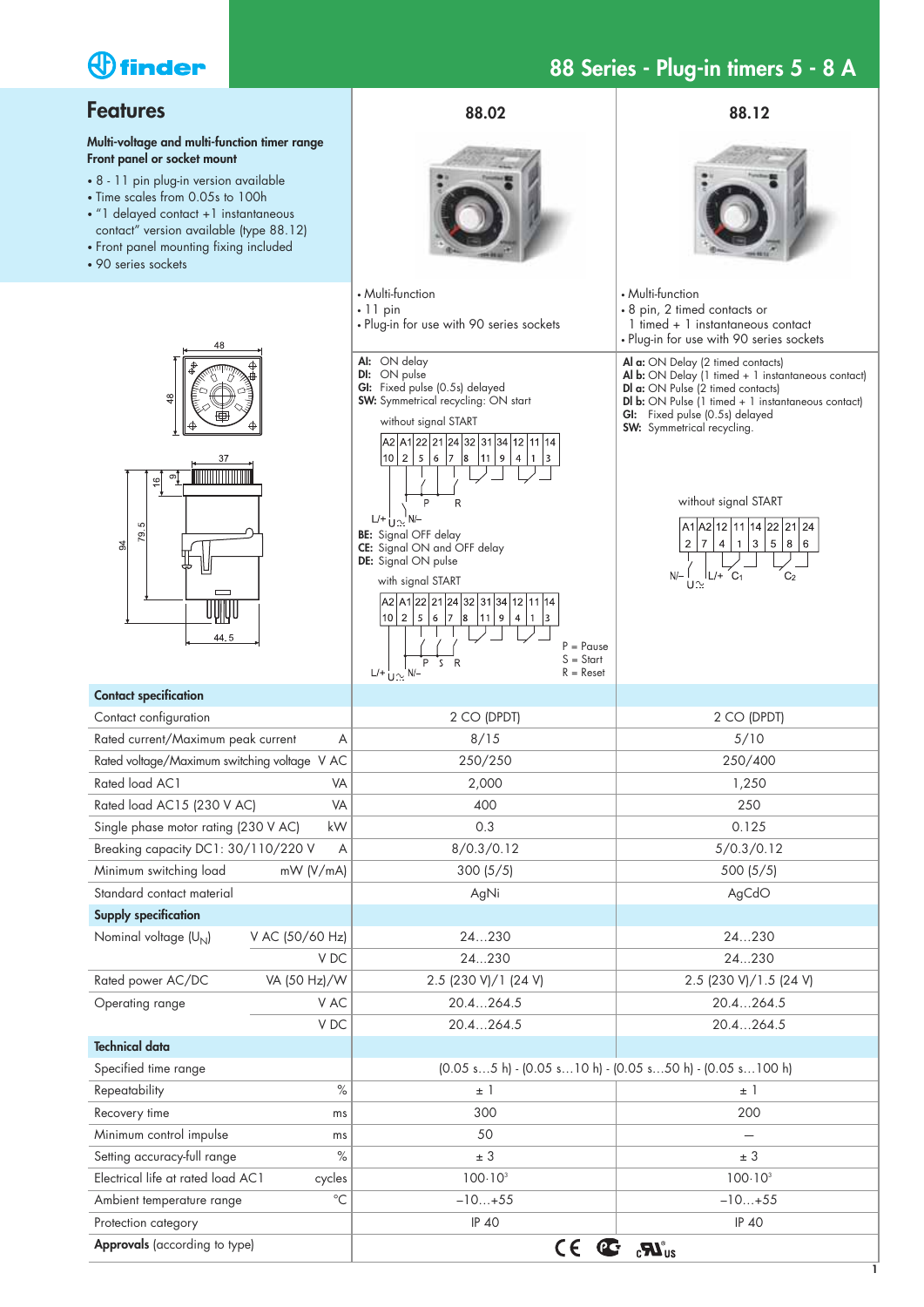# 88 Series - Plug-in timers 5 - 8 A

## Features

**Multi-voltage and multi-function timer range**
**Front panel or socket mount**

- 8 - 11 pin plug-in version available
- Time scales from 0.05s to 100h
- "1 delayed contact +1 instantaneous contact" version available (type 88.12)
- Front panel mounting fixing included
- 90 series sockets

### 88.02

- Multi-function
- 11 pin
- Plug-in for use with 90 series sockets

**AI:** ON delay
**DI:** ON pulse
**GI:** Fixed pulse (0.5s) delayed
**SW:** Symmetrical recycling: ON start

without signal START

**BE:** Signal OFF delay
**CE:** Signal ON and OFF delay
**DE:** Signal ON pulse

with signal START

P = Pause
S = Start
R = Reset

### 88.12

- Multi-function
- 8 pin, 2 timed contacts or 1 timed + 1 instantaneous contact
- Plug-in for use with 90 series sockets

**AI a:** ON Delay (2 timed contacts)
**AI b:** ON Delay (1 timed + 1 instantaneous contact)
**DI a:** ON Pulse (2 timed contacts)
**DI b:** ON Pulse (1 timed + 1 instantaneous contact)
**GI:** Fixed pulse (0.5s) delayed
**SW:** Symmetrical recycling.

without signal START

| Specification | Unit | 88.02 | 88.12 |
|---|---|---|---|
| **Contact specification** | | | |
| Contact configuration | | 2 CO (DPDT) | 2 CO (DPDT) |
| Rated current/Maximum peak current | A | 8/15 | 5/10 |
| Rated voltage/Maximum switching voltage | V AC | 250/250 | 250/400 |
| Rated load AC1 | VA | 2,000 | 1,250 |
| Rated load AC15 (230 V AC) | VA | 400 | 250 |
| Single phase motor rating (230 V AC) | kW | 0.3 | 0.125 |
| Breaking capacity DC1: 30/110/220 V | A | 8/0.3/0.12 | 5/0.3/0.12 |
| Minimum switching load | mW (V/mA) | 300 (5/5) | 500 (5/5) |
| Standard contact material | | AgNi | AgCdO |
| **Supply specification** | | | |
| Nominal voltage ($U_N$) | V AC (50/60 Hz) | 24…230 | 24…230 |
| | V DC | 24…230 | 24…230 |
| Rated power AC/DC | VA (50 Hz)/W | 2.5 (230 V)/1 (24 V) | 2.5 (230 V)/1.5 (24 V) |
| Operating range | V AC | 20.4…264.5 | 20.4…264.5 |
| | V DC | 20.4…264.5 | 20.4…264.5 |
| **Technical data** | | | |
| Specified time range | | (0.05 s…5 h) - (0.05 s…10 h) - (0.05 s…50 h) - (0.05 s…100 h) | |
| Repeatability | % | ± 1 | ± 1 |
| Recovery time | ms | 300 | 200 |
| Minimum control impulse | ms | 50 | — |
| Setting accuracy-full range | % | ± 3 | ± 3 |
| Electrical life at rated load AC1 | cycles | $100 \cdot 10^3$ | $100 \cdot 10^3$ |
| Ambient temperature range | °C | –10…+55 | –10…+55 |
| Protection category | | IP 40 | IP 40 |
| **Approvals** (according to type) | | | |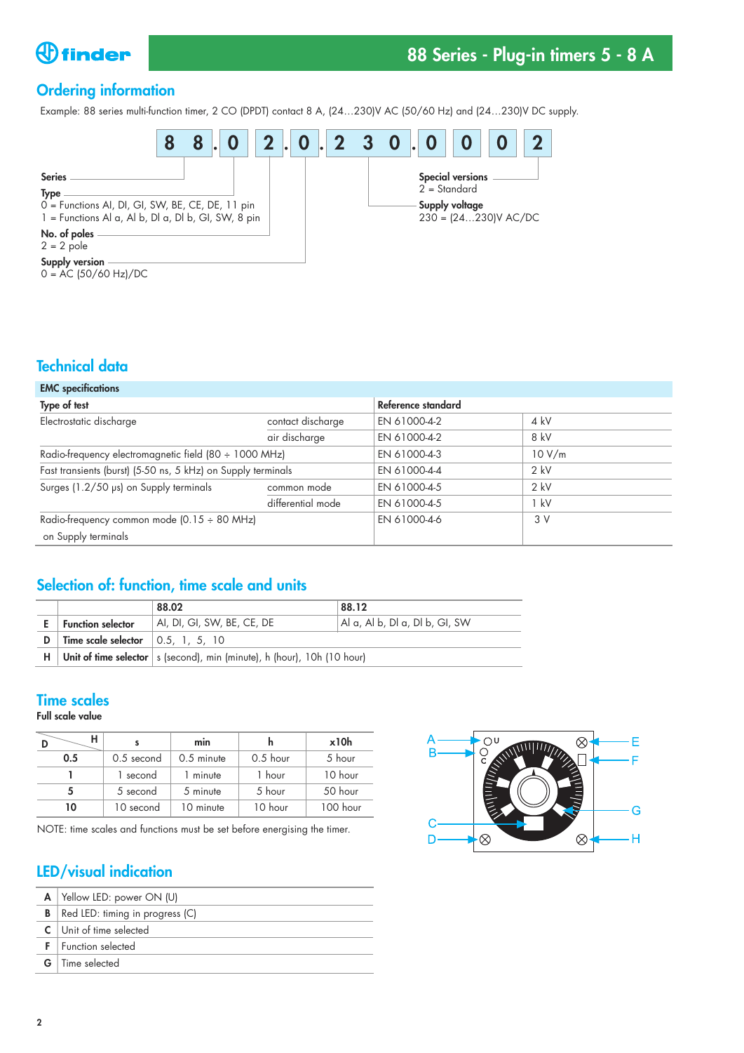## Ordering information

Example: 88 series multi-function timer, 2 CO (DPDT) contact 8 A, (24…230)V AC (50/60 Hz) and (24…230)V DC supply.

| 8 | 8 | . | 0 | 2 | . | 0 | . | 2 | 3 | 0 | . | 0 | 0 | 0 | 2 |
|---|---|---|---|---|---|---|---|---|---|---|---|---|---|---|---|

**Series**

**Type**
0 = Functions AI, DI, GI, SW, BE, CE, DE, 11 pin
1 = Functions AI a, AI b, DI a, DI b, GI, SW, 8 pin

**No. of poles**
2 = 2 pole

**Supply version**
0 = AC (50/60 Hz)/DC

**Special versions**
2 = Standard

**Supply voltage**
230 = (24…230)V AC/DC

## Technical data

| EMC specifications | | | |
|---|---|---|---|
| **Type of test** | | **Reference standard** | |
| Electrostatic discharge | contact discharge | EN 61000-4-2 | 4 kV |
| | air discharge | EN 61000-4-2 | 8 kV |
| Radio-frequency electromagnetic field (80 ÷ 1000 MHz) | | EN 61000-4-3 | 10 V/m |
| Fast transients (burst) (5-50 ns, 5 kHz) on Supply terminals | | EN 61000-4-4 | 2 kV |
| Surges (1.2/50 μs) on Supply terminals | common mode | EN 61000-4-5 | 2 kV |
| | differential mode | EN 61000-4-5 | 1 kV |
| Radio-frequency common mode (0.15 ÷ 80 MHz) on Supply terminals | | EN 61000-4-6 | 3 V |

## Selection of: function, time scale and units

| | | 88.02 | 88.12 |
|---|---|---|---|
| **E** | **Function selector** | AI, DI, GI, SW, BE, CE, DE | AI a, AI b, DI a, DI b, GI, SW |
| **D** | **Time scale selector** | 0.5, 1, 5, 10 | |
| **H** | **Unit of time selector** | s (second), min (minute), h (hour), 10h (10 hour) | |

## Time scales

**Full scale value**

| D \ H | s | min | h | x10h |
|---|---|---|---|---|
| **0.5** | 0.5 second | 0.5 minute | 0.5 hour | 5 hour |
| **1** | 1 second | 1 minute | 1 hour | 10 hour |
| **5** | 5 second | 5 minute | 5 hour | 50 hour |
| **10** | 10 second | 10 minute | 10 hour | 100 hour |

NOTE: time scales and functions must be set before energising the timer.

## LED/visual indication

| | |
|---|---|
| **A** | Yellow LED: power ON (U) |
| **B** | Red LED: timing in progress (C) |
| **C** | Unit of time selected |
| **F** | Function selected |
| **G** | Time selected |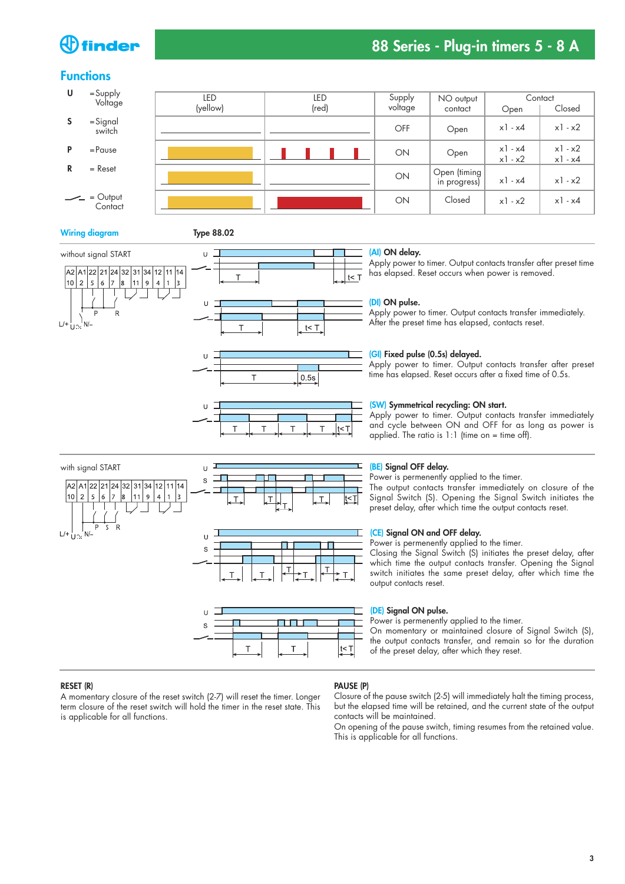## Functions

**U** = Supply Voltage

**S** = Signal switch

**P** = Pause

**R** = Reset

= Output Contact

| LED (yellow) | LED (red) | Supply voltage | NO output contact | Contact Open | Contact Closed |
|---|---|---|---|---|---|
| | | OFF | Open | x1 - x4 | x1 - x2 |
| | | ON | Open | x1 - x4<br>x1 - x2 | x1 - x2<br>x1 - x4 |
| | | ON | Open (timing in progress) | x1 - x4 | x1 - x2 |
| | | ON | Closed | x1 - x2 | x1 - x4 |

**Wiring diagram** **Type 88.02**

without signal START

**(AI) ON delay.**
Apply power to timer. Output contacts transfer after preset time has elapsed. Reset occurs when power is removed.

**(DI) ON pulse.**
Apply power to timer. Output contacts transfer immediately. After the preset time has elapsed, contacts reset.

**(GI) Fixed pulse (0.5s) delayed.**
Apply power to timer. Output contacts transfer after preset time has elapsed. Reset occurs after a fixed time of 0.5s.

**(SW) Symmetrical recycling: ON start.**
Apply power to timer. Output contacts transfer immediately and cycle between ON and OFF for as long as power is applied. The ratio is 1:1 (time on = time off).

with signal START

**(BE) Signal OFF delay.**
Power is permenently applied to the timer.
The output contacts transfer immediately on closure of the Signal Switch (S). Opening the Signal Switch initiates the preset delay, after which time the output contacts reset.

**(CE) Signal ON and OFF delay.**
Power is permenently applied to the timer.
Closing the Signal Switch (S) initiates the preset delay, after which time the output contacts transfer. Opening the Signal switch initiates the same preset delay, after which time the output contacts reset.

**(DE) Signal ON pulse.**
Power is permenently applied to the timer.
On momentary or maintained closure of Signal Switch (S), the output contacts transfer, and remain so for the duration of the preset delay, after which they reset.

**RESET (R)**
A momentary closure of the reset switch (2-7) will reset the timer. Longer term closure of the reset switch will hold the timer in the reset state. This is applicable for all functions.

**PAUSE (P)**
Closure of the pause switch (2-5) will immediately halt the timing process, but the elapsed time will be retained, and the current state of the output contacts will be maintained.
On opening of the pause switch, timing resumes from the retained value. This is applicable for all functions.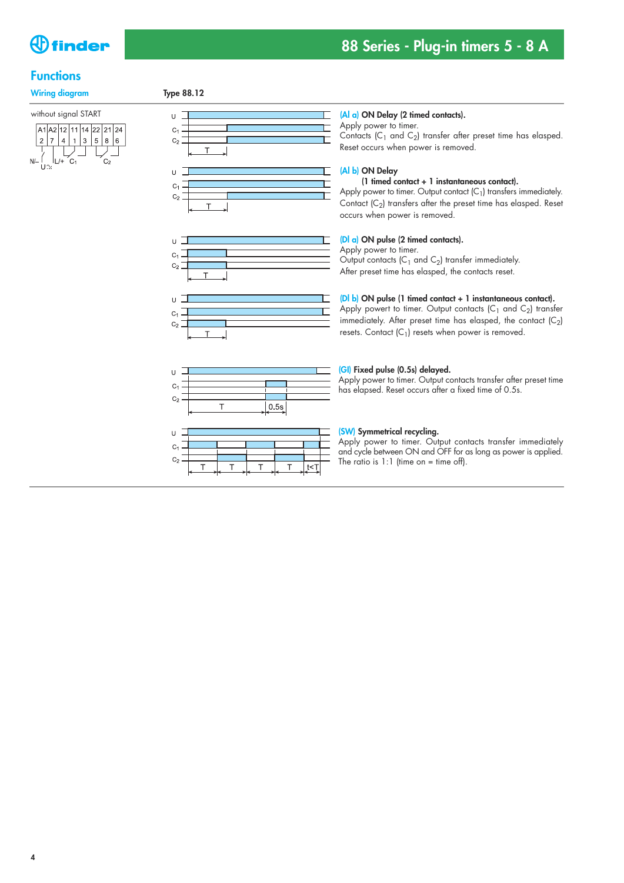## Functions

**Wiring diagram** — **Type 88.12**

without signal START

| A1 | A2 | 12 | 11 | 14 | 22 | 21 | 24 |
|---|---|---|---|---|---|---|---|
| 2 | 7 | 4 | 1 | 3 | 5 | 8 | 6 |

N/– U L/+ $C_1$ $C_2$

**(AI a) ON Delay (2 timed contacts).**
Apply power to timer.
Contacts ($C_1$ and $C_2$) transfer after preset time has elapsed.
Reset occurs when power is removed.

**(AI b) ON Delay**
**(1 timed contact + 1 instantaneous contact).**
Apply power to timer. Output contact ($C_1$) transfers immediately.
Contact ($C_2$) transfers after the preset time has elasped. Reset occurs when power is removed.

**(DI a) ON pulse (2 timed contacts).**
Apply power to timer.
Output contacts ($C_1$ and $C_2$) transfer immediately.
After preset time has elasped, the contacts reset.

**(DI b) ON pulse (1 timed contact + 1 instantaneous contact).**
Apply powert to timer. Output contacts ($C_1$ and $C_2$) transfer immediately. After preset time has elasped, the contact ($C_2$) resets. Contact ($C_1$) resets when power is removed.

**(GI) Fixed pulse (0.5s) delayed.**
Apply power to timer. Output contacts transfer after preset time has elapsed. Reset occurs after a fixed time of 0.5s.

**(SW) Symmetrical recycling.**
Apply power to timer. Output contacts transfer immediately and cycle between ON and OFF for as long as power is applied. The ratio is 1:1 (time on = time off).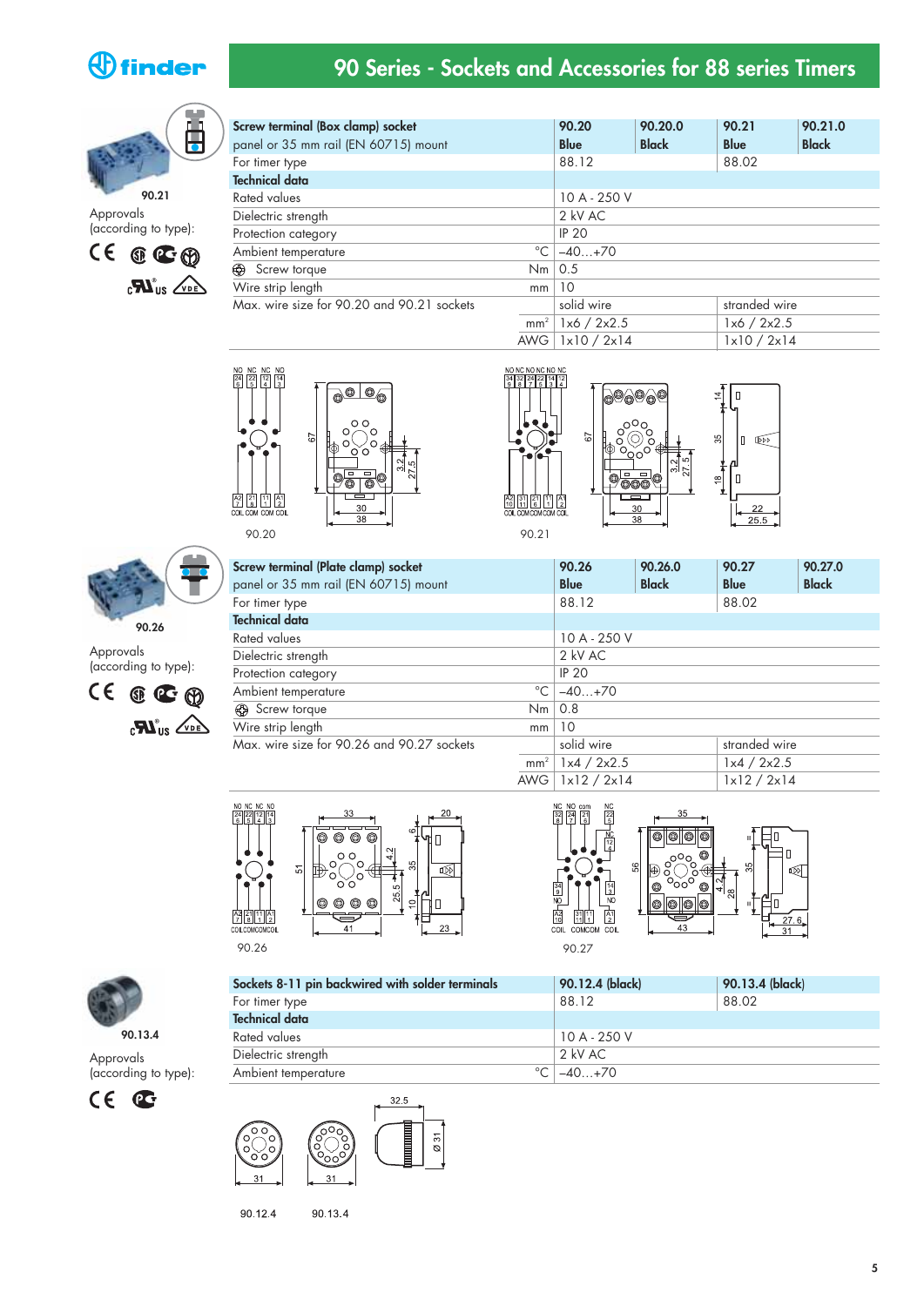# 90 Series - Sockets and Accessories for 88 series Timers

90.21

Approvals (according to type):

| Screw terminal (Box clamp) socket panel or 35 mm rail (EN 60715) mount | | 90.20 Blue | 90.20.0 Black | 90.21 Blue | 90.21.0 Black |
|---|---|---|---|---|---|
| For timer type | | 88.12 | | 88.02 | |
| **Technical data** | | | | | |
| Rated values | | 10 A - 250 V | | | |
| Dielectric strength | | 2 kV AC | | | |
| Protection category | | IP 20 | | | |
| Ambient temperature | °C | –40…+70 | | | |
| Screw torque | Nm | 0.5 | | | |
| Wire strip length | mm | 10 | | | |
| Max. wire size for 90.20 and 90.21 sockets | | solid wire | | stranded wire | |
| | mm² | 1x6 / 2x2.5 | | 1x6 / 2x2.5 | |
| | AWG | 1x10 / 2x14 | | 1x10 / 2x14 | |

90.20

90.21

90.26

Approvals (according to type):

| Screw terminal (Plate clamp) socket panel or 35 mm rail (EN 60715) mount | | 90.26 Blue | 90.26.0 Black | 90.27 Blue | 90.27.0 Black |
|---|---|---|---|---|---|
| For timer type | | 88.12 | | 88.02 | |
| **Technical data** | | | | | |
| Rated values | | 10 A - 250 V | | | |
| Dielectric strength | | 2 kV AC | | | |
| Protection category | | IP 20 | | | |
| Ambient temperature | °C | –40…+70 | | | |
| Screw torque | Nm | 0.8 | | | |
| Wire strip length | mm | 10 | | | |
| Max. wire size for 90.26 and 90.27 sockets | | solid wire | | stranded wire | |
| | mm² | 1x4 / 2x2.5 | | 1x4 / 2x2.5 | |
| | AWG | 1x12 / 2x14 | | 1x12 / 2x14 | |

90.26

90.27

90.13.4

Approvals (according to type):

| Sockets 8-11 pin backwired with solder terminals | | 90.12.4 (black) | 90.13.4 (black) |
|---|---|---|---|
| For timer type | | 88.12 | 88.02 |
| **Technical data** | | | |
| Rated values | | 10 A - 250 V | |
| Dielectric strength | | 2 kV AC | |
| Ambient temperature | °C | –40…+70 | |

90.12.4

90.13.4